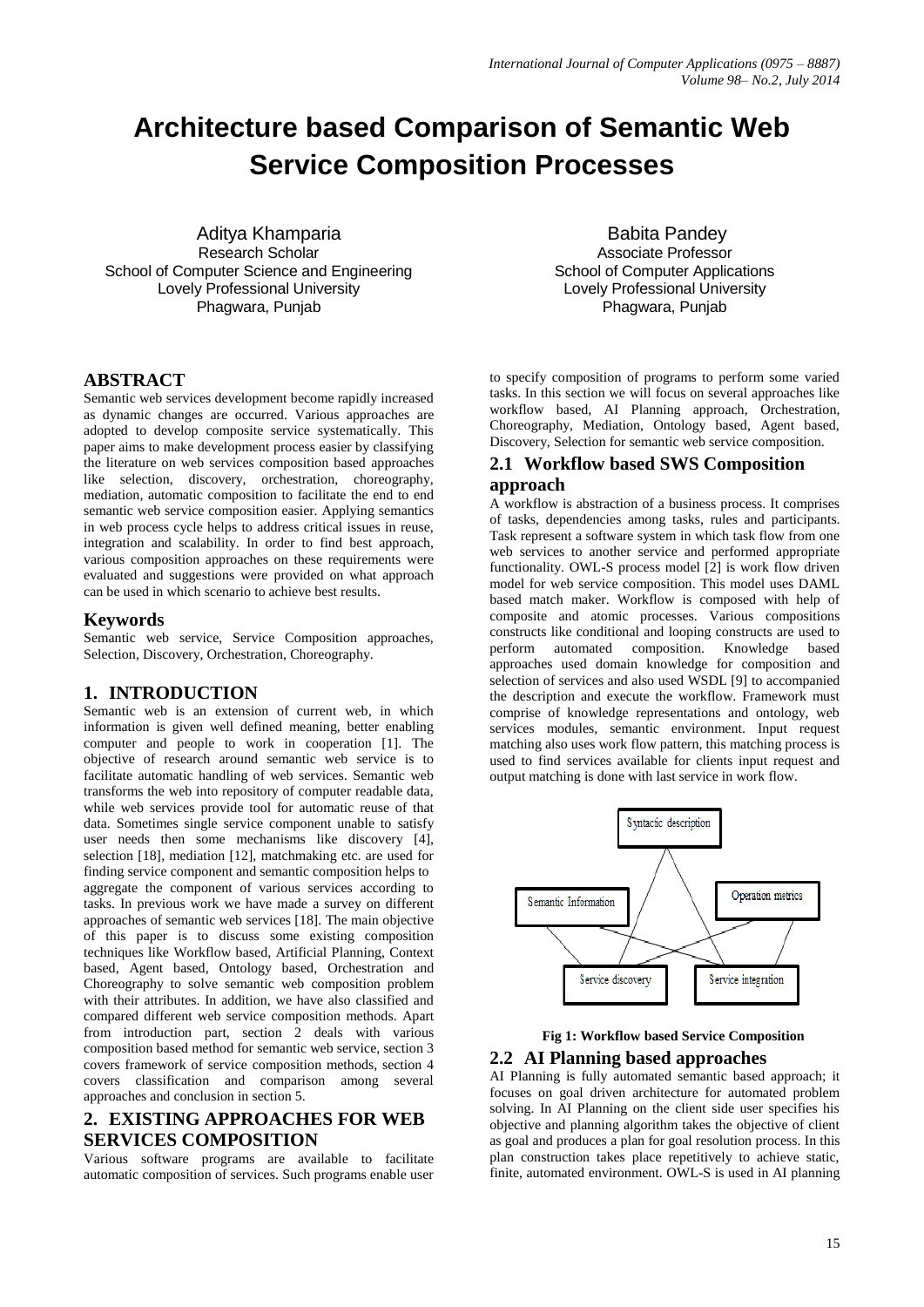# Architecture based Comparison of Semantic Web Service Composition Processes

Aditya Khamparia
Research Scholar
School of Computer Science and Engineering
Lovely Professional University
Phagwara, Punjab

Babita Pandey
Associate Professor
School of Computer Applications
Lovely Professional University
Phagwara, Punjab

## ABSTRACT

Semantic web services development become rapidly increased as dynamic changes are occurred. Various approaches are adopted to develop composite service systematically. This paper aims to make development process easier by classifying the literature on web services composition based approaches like selection, discovery, orchestration, choreography, mediation, automatic composition to facilitate the end to end semantic web service composition easier. Applying semantics in web process cycle helps to address critical issues in reuse, integration and scalability. In order to find best approach, various composition approaches on these requirements were evaluated and suggestions were provided on what approach can be used in which scenario to achieve best results.

## Keywords

Semantic web service, Service Composition approaches, Selection, Discovery, Orchestration, Choreography.

## 1. INTRODUCTION

Semantic web is an extension of current web, in which information is given well defined meaning, better enabling computer and people to work in cooperation [1]. The objective of research around semantic web service is to facilitate automatic handling of web services. Semantic web transforms the web into repository of computer readable data, while web services provide tool for automatic reuse of that data. Sometimes single service component unable to satisfy user needs then some mechanisms like discovery [4], selection [18], mediation [12], matchmaking etc. are used for finding service component and semantic composition helps to aggregate the component of various services according to tasks. In previous work we have made a survey on different approaches of semantic web services [18]. The main objective of this paper is to discuss some existing composition techniques like Workflow based, Artificial Planning, Context based, Agent based, Ontology based, Orchestration and Choreography to solve semantic web composition problem with their attributes. In addition, we have also classified and compared different web service composition methods. Apart from introduction part, section 2 deals with various composition based method for semantic web service, section 3 covers framework of service composition methods, section 4 covers classification and comparison among several approaches and conclusion in section 5.

## 2. EXISTING APPROACHES FOR WEB SERVICES COMPOSITION

Various software programs are available to facilitate automatic composition of services. Such programs enable user to specify composition of programs to perform some varied tasks. In this section we will focus on several approaches like workflow based, AI Planning approach, Orchestration, Choreography, Mediation, Ontology based, Agent based, Discovery, Selection for semantic web service composition.

### 2.1 Workflow based SWS Composition approach

A workflow is abstraction of a business process. It comprises of tasks, dependencies among tasks, rules and participants. Task represent a software system in which task flow from one web services to another service and performed appropriate functionality. OWL-S process model [2] is work flow driven model for web service composition. This model uses DAML based match maker. Workflow is composed with help of composite and atomic processes. Various compositions constructs like conditional and looping constructs are used to perform automated composition. Knowledge based approaches used domain knowledge for composition and selection of services and also used WSDL [9] to accompanied the description and execute the workflow. Framework must comprise of knowledge representations and ontology, web services modules, semantic environment. Input request matching also uses work flow pattern, this matching process is used to find services available for clients input request and output matching is done with last service in work flow.

Syntactic description

Semantic Information

Operation metrics

Service discovery

Service integration

**Fig 1: Workflow based Service Composition**

### 2.2 AI Planning based approaches

AI Planning is fully automated semantic based approach; it focuses on goal driven architecture for automated problem solving. In AI Planning on the client side user specifies his objective and planning algorithm takes the objective of client as goal and produces a plan for goal resolution process. In this plan construction takes place repetitively to achieve static, finite, automated environment. OWL-S is used in AI planning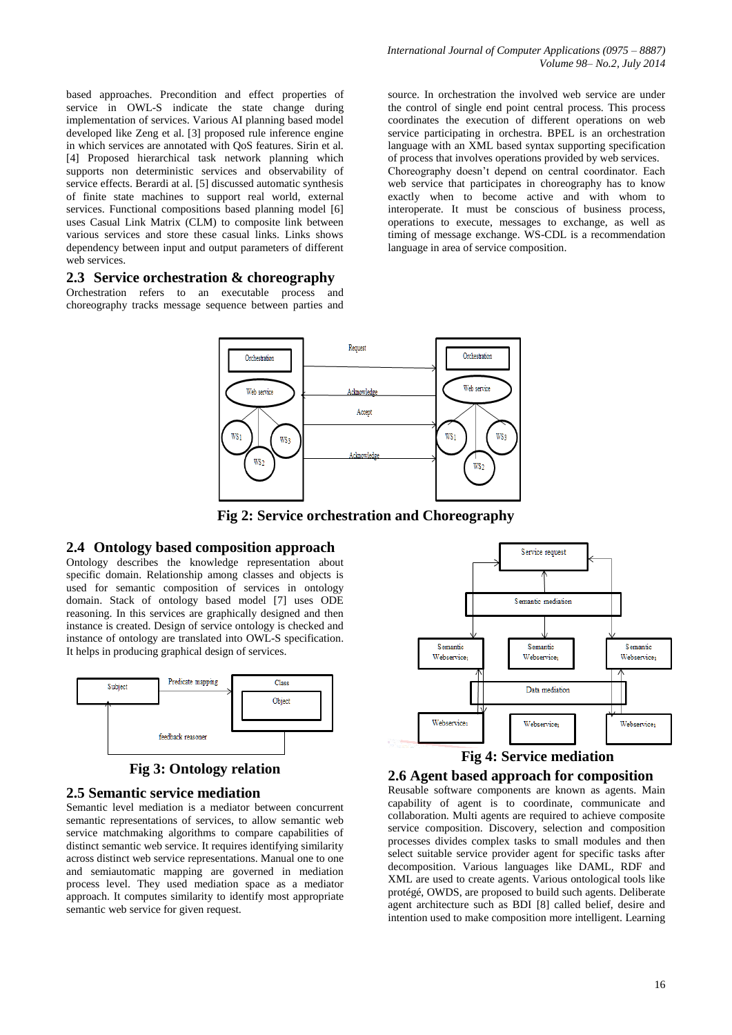based approaches. Precondition and effect properties of service in OWL-S indicate the state change during implementation of services. Various AI planning based model developed like Zeng et al. [3] proposed rule inference engine in which services are annotated with QoS features. Sirin et al. [4] Proposed hierarchical task network planning which supports non deterministic services and observability of service effects. Berardi at al. [5] discussed automatic synthesis of finite state machines to support real world, external services. Functional compositions based planning model [6] uses Casual Link Matrix (CLM) to composite link between various services and store these casual links. Links shows dependency between input and output parameters of different web services.

### 2.3 Service orchestration & choreography

Orchestration refers to an executable process and choreography tracks message sequence between parties and source. In orchestration the involved web service are under the control of single end point central process. This process coordinates the execution of different operations on web service participating in orchestra. BPEL is an orchestration language with an XML based syntax supporting specification of process that involves operations provided by web services.

Choreography doesn't depend on central coordinator. Each web service that participates in choreography has to know exactly when to become active and with whom to interoperate. It must be conscious of business process, operations to execute, messages to exchange, as well as timing of message exchange. WS-CDL is a recommendation language in area of service composition.

**Fig 2: Service orchestration and Choreography**

### 2.4 Ontology based composition approach

Ontology describes the knowledge representation about specific domain. Relationship among classes and objects is used for semantic composition of services in ontology domain. Stack of ontology based model [7] uses ODE reasoning. In this services are graphically designed and then instance is created. Design of service ontology is checked and instance of ontology are translated into OWL-S specification. It helps in producing graphical design of services.

**Fig 3: Ontology relation**

### 2.5 Semantic service mediation

Semantic level mediation is a mediator between concurrent semantic representations of services, to allow semantic web service matchmaking algorithms to compare capabilities of distinct semantic web service. It requires identifying similarity across distinct web service representations. Manual one to one and semiautomatic mapping are governed in mediation process level. They used mediation space as a mediator approach. It computes similarity to identify most appropriate semantic web service for given request.

**Fig 4: Service mediation**

### 2.6 Agent based approach for composition

Reusable software components are known as agents. Main capability of agent is to coordinate, communicate and collaboration. Multi agents are required to achieve composite service composition. Discovery, selection and composition processes divides complex tasks to small modules and then select suitable service provider agent for specific tasks after decomposition. Various languages like DAML, RDF and XML are used to create agents. Various ontological tools like protégé, OWDS, are proposed to build such agents. Deliberate agent architecture such as BDI [8] called belief, desire and intention used to make composition more intelligent. Learning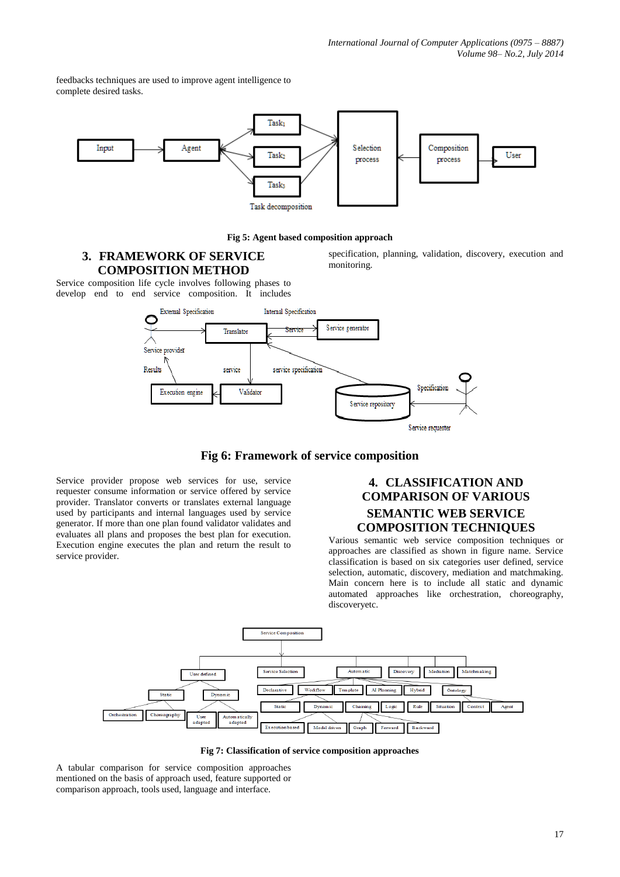feedbacks techniques are used to improve agent intelligence to complete desired tasks.

Fig 5: Agent based composition approach

## 3. FRAMEWORK OF SERVICE COMPOSITION METHOD

Service composition life cycle involves following phases to develop end to end service composition. It includes specification, planning, validation, discovery, execution and monitoring.

Fig 6: Framework of service composition

Service provider propose web services for use, service requester consume information or service offered by service provider. Translator converts or translates external language used by participants and internal languages used by service generator. If more than one plan found validator validates and evaluates all plans and proposes the best plan for execution. Execution engine executes the plan and return the result to service provider.

## 4. CLASSIFICATION AND COMPARISON OF VARIOUS SEMANTIC WEB SERVICE COMPOSITION TECHNIQUES

Various semantic web service composition techniques or approaches are classified as shown in figure name. Service classification is based on six categories user defined, service selection, automatic, discovery, mediation and matchmaking. Main concern here is to include all static and dynamic automated approaches like orchestration, choreography, discoveryetc.

Fig 7: Classification of service composition approaches

A tabular comparison for service composition approaches mentioned on the basis of approach used, feature supported or comparison approach, tools used, language and interface.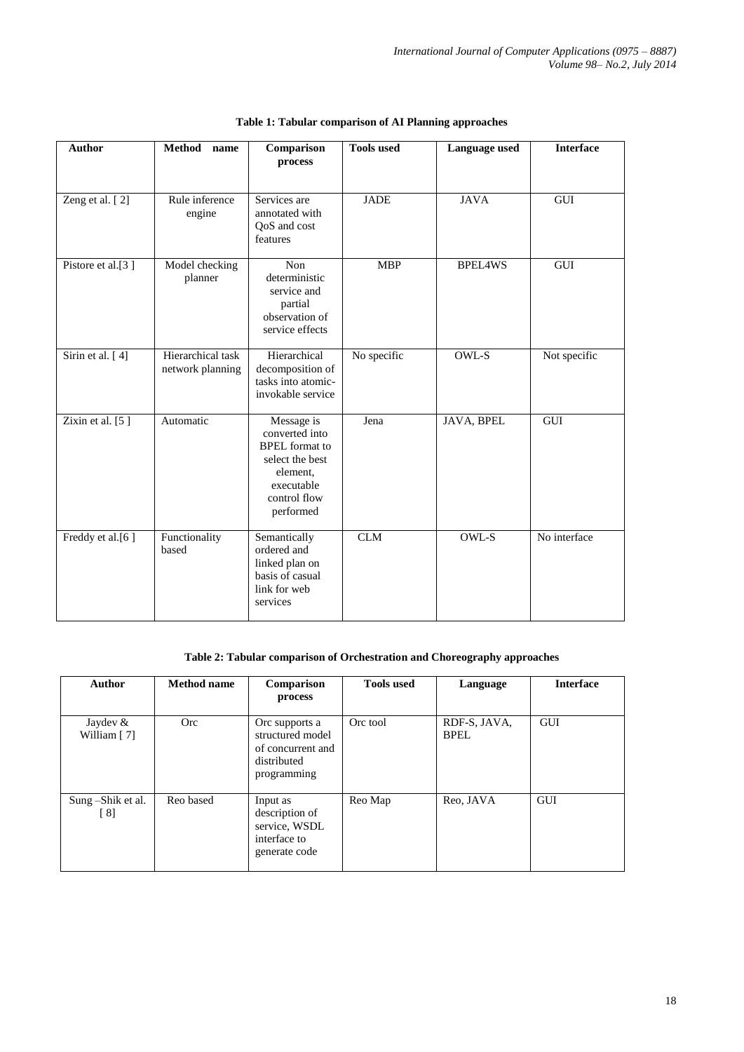**Table 1: Tabular comparison of AI Planning approaches**

| Author | Method name | Comparison process | Tools used | Language used | Interface |
|---|---|---|---|---|---|
| Zeng et al. [ 2] | Rule inference engine | Services are annotated with QoS and cost features | JADE | JAVA | GUI |
| Pistore et al.[3 ] | Model checking planner | Non deterministic service and partial observation of service effects | MBP | BPEL4WS | GUI |
| Sirin et al. [ 4] | Hierarchical task network planning | Hierarchical decomposition of tasks into atomic-invokable service | No specific | OWL-S | Not specific |
| Zixin et al. [5 ] | Automatic | Message is converted into BPEL format to select the best element, executable control flow performed | Jena | JAVA, BPEL | GUI |
| Freddy et al.[6 ] | Functionality based | Semantically ordered and linked plan on basis of casual link for web services | CLM | OWL-S | No interface |

**Table 2: Tabular comparison of Orchestration and Choreography approaches**

| Author | Method name | Comparison process | Tools used | Language | Interface |
|---|---|---|---|---|---|
| Jaydev & William [ 7] | Orc | Orc supports a structured model of concurrent and distributed programming | Orc tool | RDF-S, JAVA, BPEL | GUI |
| Sung –Shik et al. [ 8] | Reo based | Input as description of service, WSDL interface to generate code | Reo Map | Reo, JAVA | GUI |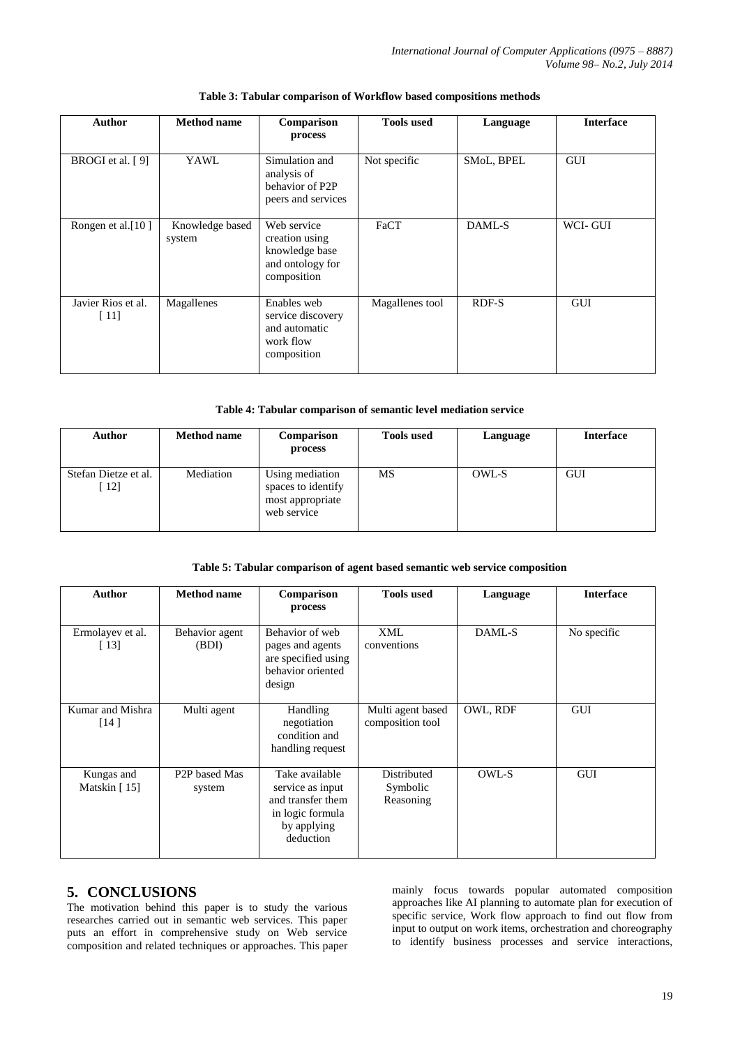**Table 3: Tabular comparison of Workflow based compositions methods**

| Author | Method name | Comparison process | Tools used | Language | Interface |
|---|---|---|---|---|---|
| BROGI et al. [ 9] | YAWL | Simulation and analysis of behavior of P2P peers and services | Not specific | SMoL, BPEL | GUI |
| Rongen et al.[10 ] | Knowledge based system | Web service creation using knowledge base and ontology for composition | FaCT | DAML-S | WCI- GUI |
| Javier Rios et al. [ 11] | Magallenes | Enables web service discovery and automatic work flow composition | Magallenes tool | RDF-S | GUI |

**Table 4: Tabular comparison of semantic level mediation service**

| Author | Method name | Comparison process | Tools used | Language | Interface |
|---|---|---|---|---|---|
| Stefan Dietze et al. [ 12] | Mediation | Using mediation spaces to identify most appropriate web service | MS | OWL-S | GUI |

**Table 5: Tabular comparison of agent based semantic web service composition**

| Author | Method name | Comparison process | Tools used | Language | Interface |
|---|---|---|---|---|---|
| Ermolayev et al. [ 13] | Behavior agent (BDI) | Behavior of web pages and agents are specified using behavior oriented design | XML conventions | DAML-S | No specific |
| Kumar and Mishra [14 ] | Multi agent | Handling negotiation condition and handling request | Multi agent based composition tool | OWL, RDF | GUI |
| Kungas and Matskin [ 15] | P2P based Mas system | Take available service as input and transfer them in logic formula by applying deduction | Distributed Symbolic Reasoning | OWL-S | GUI |

## 5. CONCLUSIONS

The motivation behind this paper is to study the various researches carried out in semantic web services. This paper puts an effort in comprehensive study on Web service composition and related techniques or approaches. This paper mainly focus towards popular automated composition approaches like AI planning to automate plan for execution of specific service, Work flow approach to find out flow from input to output on work items, orchestration and choreography to identify business processes and service interactions,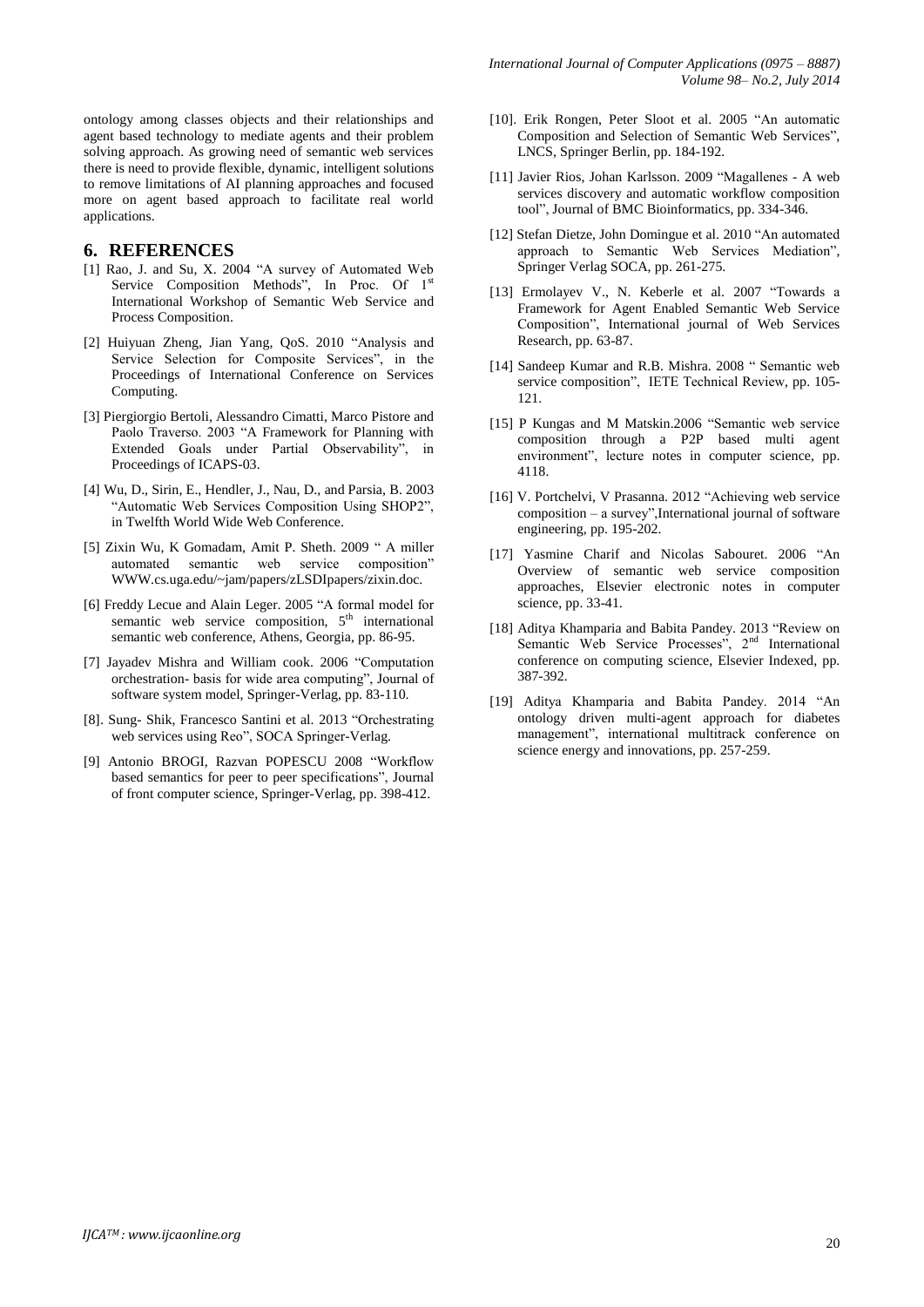ontology among classes objects and their relationships and agent based technology to mediate agents and their problem solving approach. As growing need of semantic web services there is need to provide flexible, dynamic, intelligent solutions to remove limitations of AI planning approaches and focused more on agent based approach to facilitate real world applications.

## 6. REFERENCES

[1] Rao, J. and Su, X. 2004 "A survey of Automated Web Service Composition Methods", In Proc. Of 1st International Workshop of Semantic Web Service and Process Composition.

[2] Huiyuan Zheng, Jian Yang, QoS. 2010 "Analysis and Service Selection for Composite Services", in the Proceedings of International Conference on Services Computing.

[3] Piergiorgio Bertoli, Alessandro Cimatti, Marco Pistore and Paolo Traverso. 2003 "A Framework for Planning with Extended Goals under Partial Observability", in Proceedings of ICAPS-03.

[4] Wu, D., Sirin, E., Hendler, J., Nau, D., and Parsia, B. 2003 "Automatic Web Services Composition Using SHOP2", in Twelfth World Wide Web Conference.

[5] Zixin Wu, K Gomadam, Amit P. Sheth. 2009 " A miller automated semantic web service composition" WWW.cs.uga.edu/~jam/papers/zLSDIpapers/zixin.doc.

[6] Freddy Lecue and Alain Leger. 2005 "A formal model for semantic web service composition, 5th international semantic web conference, Athens, Georgia, pp. 86-95.

[7] Jayadev Mishra and William cook. 2006 "Computation orchestration- basis for wide area computing", Journal of software system model, Springer-Verlag, pp. 83-110.

[8]. Sung- Shik, Francesco Santini et al. 2013 "Orchestrating web services using Reo", SOCA Springer-Verlag.

[9] Antonio BROGI, Razvan POPESCU 2008 "Workflow based semantics for peer to peer specifications", Journal of front computer science, Springer-Verlag, pp. 398-412.

[10]. Erik Rongen, Peter Sloot et al. 2005 "An automatic Composition and Selection of Semantic Web Services", LNCS, Springer Berlin, pp. 184-192.

[11] Javier Rios, Johan Karlsson. 2009 "Magallenes - A web services discovery and automatic workflow composition tool", Journal of BMC Bioinformatics, pp. 334-346.

[12] Stefan Dietze, John Domingue et al. 2010 "An automated approach to Semantic Web Services Mediation", Springer Verlag SOCA, pp. 261-275.

[13] Ermolayev V., N. Keberle et al. 2007 "Towards a Framework for Agent Enabled Semantic Web Service Composition", International journal of Web Services Research, pp. 63-87.

[14] Sandeep Kumar and R.B. Mishra. 2008 " Semantic web service composition", IETE Technical Review, pp. 105-121.

[15] P Kungas and M Matskin.2006 "Semantic web service composition through a P2P based multi agent environment", lecture notes in computer science, pp. 4118.

[16] V. Portchelvi, V Prasanna. 2012 "Achieving web service composition – a survey",International journal of software engineering, pp. 195-202.

[17] Yasmine Charif and Nicolas Sabouret. 2006 "An Overview of semantic web service composition approaches, Elsevier electronic notes in computer science, pp. 33-41.

[18] Aditya Khamparia and Babita Pandey. 2013 "Review on Semantic Web Service Processes", 2nd International conference on computing science, Elsevier Indexed, pp. 387-392.

[19] Aditya Khamparia and Babita Pandey. 2014 "An ontology driven multi-agent approach for diabetes management", international multitrack conference on science energy and innovations, pp. 257-259.